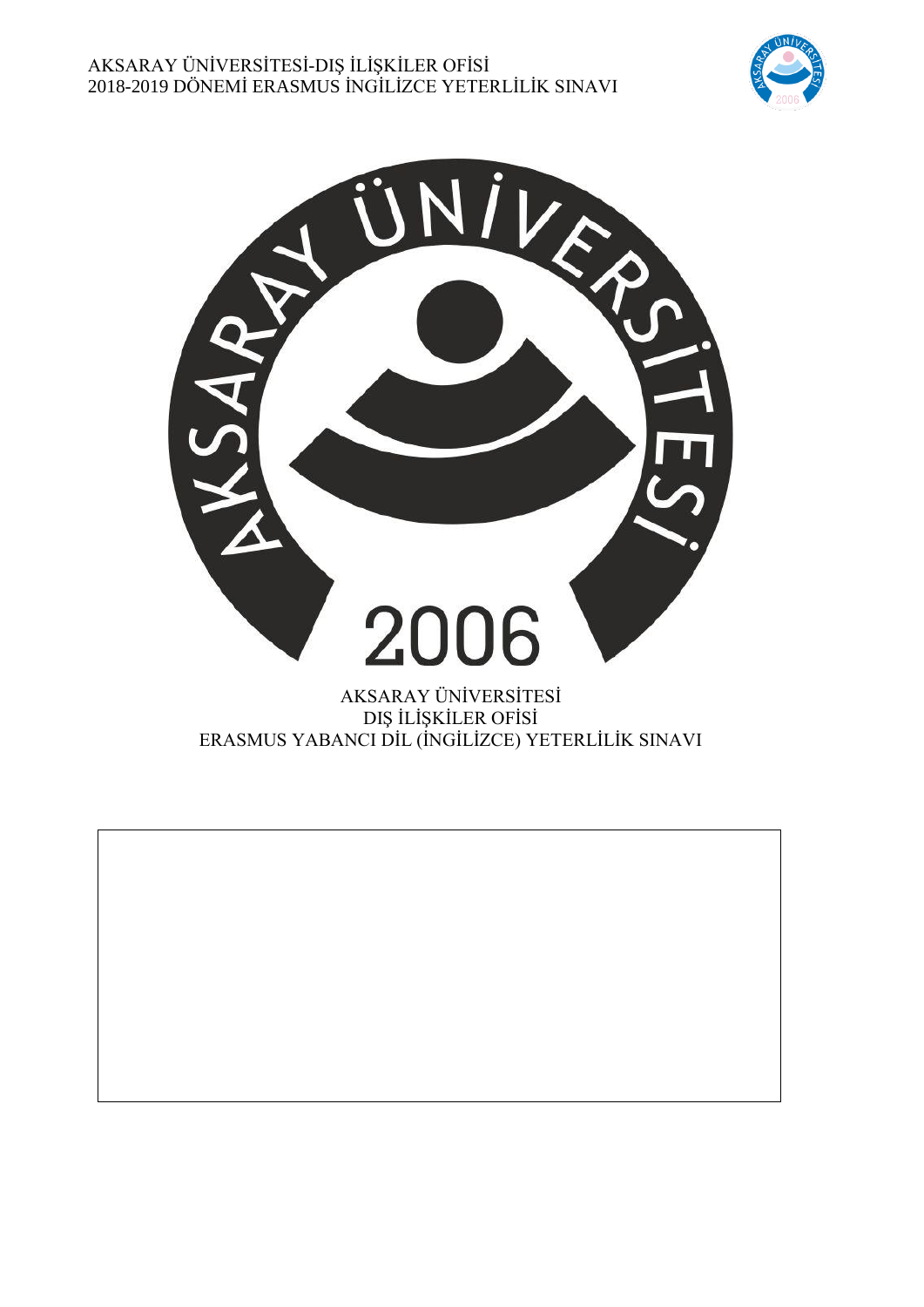AKSARAY ÜNİVERSİTESİ-DIŞ İLİŞKİLER OFİSİ
2018-2019 DÖNEMİ ERASMUS İNGİLİZCE YETERLİLİK SINAVI

AKSARAY ÜNİVERSİTESİ
DIŞ İLİŞKİLER OFİSİ
ERASMUS YABANCI DİL (İNGİLİZCE) YETERLİLİK SINAVI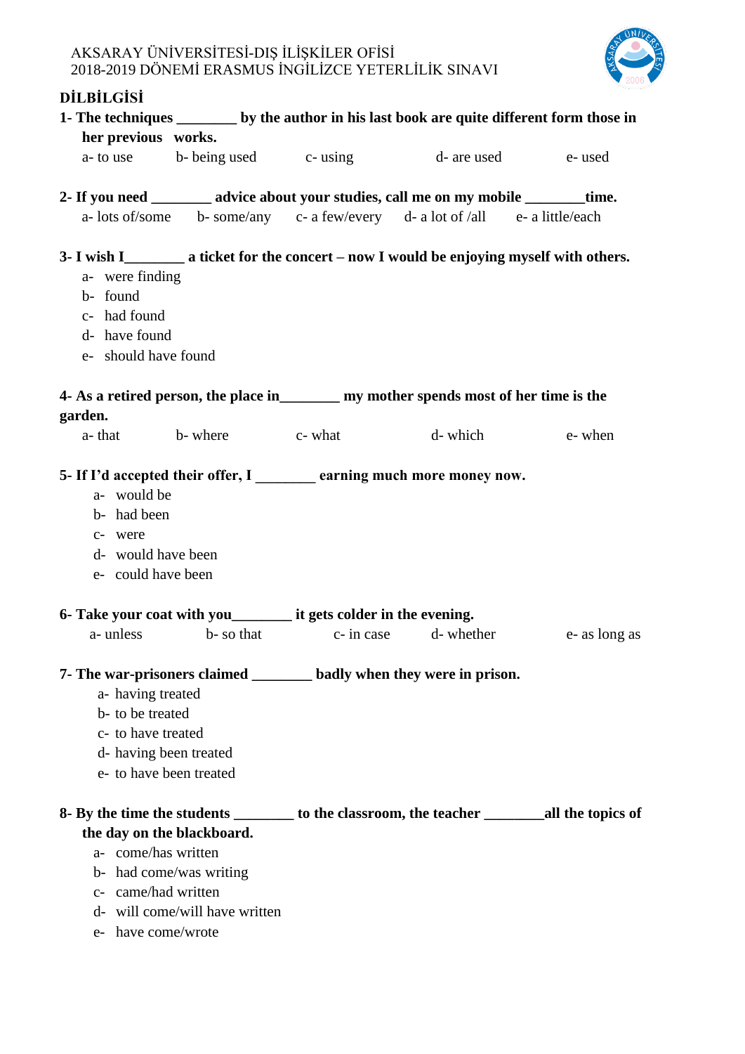AKSARAY ÜNİVERSİTESİ-DIŞ İLİŞKİLER OFİSİ
2018-2019 DÖNEMİ ERASMUS İNGİLİZCE YETERLİLİK SINAVI

**DİLBİLGİSİ**

**1- The techniques ________ by the author in his last book are quite different form those in her previous works.**

a- to use b- being used c- using d- are used e- used

**2- If you need ________ advice about your studies, call me on my mobile ________time.**

a- lots of/some b- some/any c- a few/every d- a lot of /all e- a little/each

**3- I wish I________ a ticket for the concert – now I would be enjoying myself with others.**

a- were finding
b- found
c- had found
d- have found
e- should have found

**4- As a retired person, the place in________ my mother spends most of her time is the garden.**

a- that b- where c- what d- which e- when

**5- If I'd accepted their offer, I ________ earning much more money now.**

a- would be
b- had been
c- were
d- would have been
e- could have been

**6- Take your coat with you________ it gets colder in the evening.**

a- unless b- so that c- in case d- whether e- as long as

**7- The war-prisoners claimed ________ badly when they were in prison.**

a- having treated
b- to be treated
c- to have treated
d- having been treated
e- to have been treated

**8- By the time the students ________ to the classroom, the teacher ________all the topics of the day on the blackboard.**

a- come/has written
b- had come/was writing
c- came/had written
d- will come/will have written
e- have come/wrote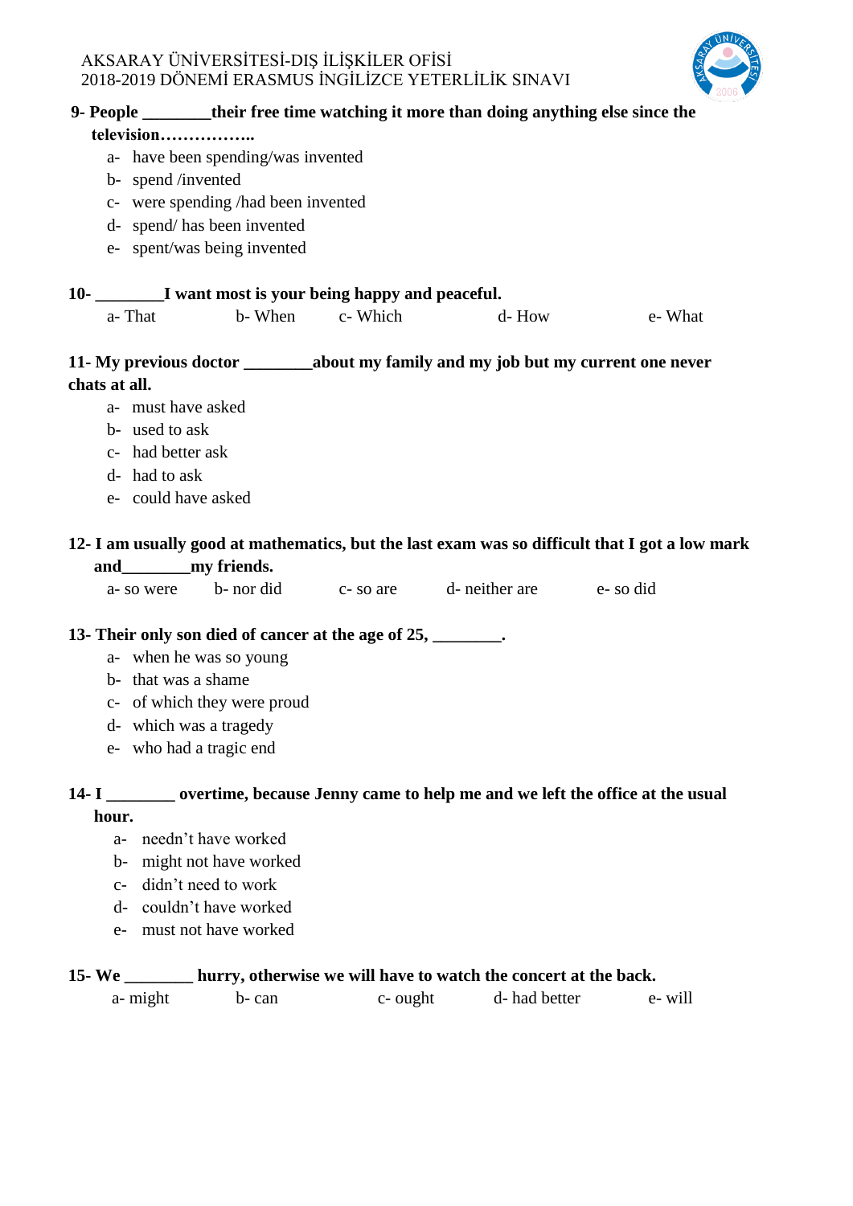**9- People ________their free time watching it more than doing anything else since the television……………..**

a- have been spending/was invented
b- spend /invented
c- were spending /had been invented
d- spend/ has been invented
e- spent/was being invented

**10- ________I want most is your being happy and peaceful.**

a- That  b- When  c- Which  d- How  e- What

**11- My previous doctor ________about my family and my job but my current one never chats at all.**

a- must have asked
b- used to ask
c- had better ask
d- had to ask
e- could have asked

**12- I am usually good at mathematics, but the last exam was so difficult that I got a low mark and________my friends.**

a- so were  b- nor did  c- so are  d- neither are  e- so did

**13- Their only son died of cancer at the age of 25, ________.**

a- when he was so young
b- that was a shame
c- of which they were proud
d- which was a tragedy
e- who had a tragic end

**14- I ________ overtime, because Jenny came to help me and we left the office at the usual hour.**

a- needn't have worked
b- might not have worked
c- didn't need to work
d- couldn't have worked
e- must not have worked

**15- We ________ hurry, otherwise we will have to watch the concert at the back.**

a- might  b- can  c- ought  d- had better  e- will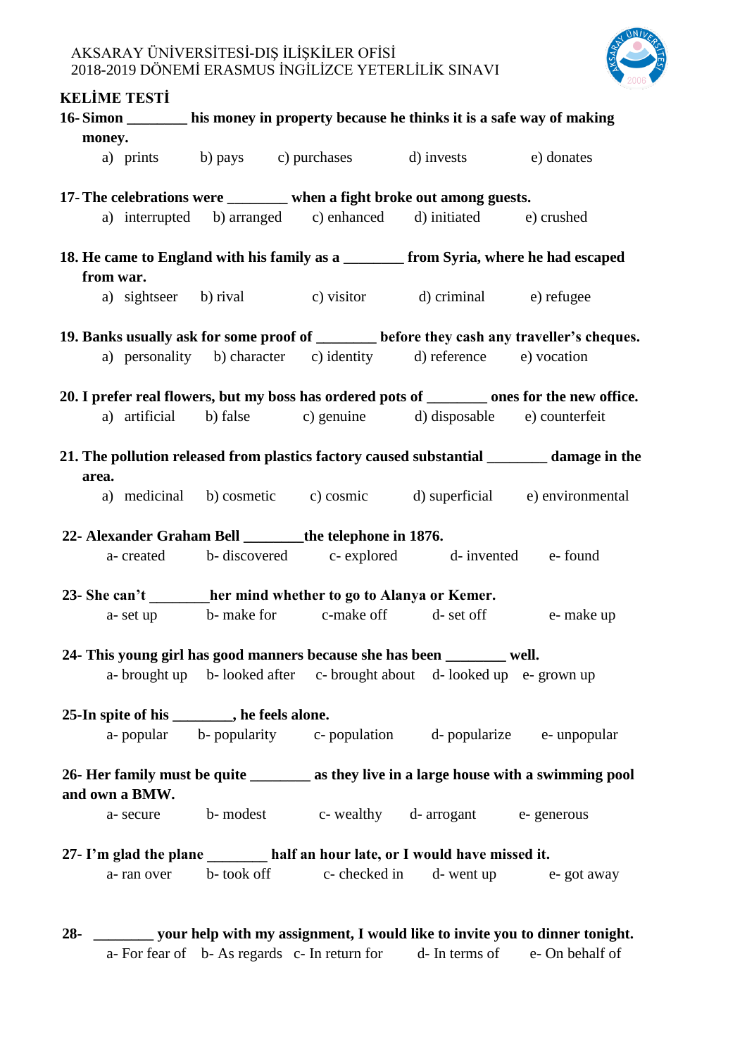AKSARAY ÜNİVERSİTESİ-DIŞ İLİŞKİLER OFİSİ
2018-2019 DÖNEMİ ERASMUS İNGİLİZCE YETERLİLİK SINAVI

**KELİME TESTİ**

**16- Simon ________ his money in property because he thinks it is a safe way of making money.**

a) prints b) pays c) purchases d) invests e) donates

**17- The celebrations were ________ when a fight broke out among guests.**

a) interrupted b) arranged c) enhanced d) initiated e) crushed

**18. He came to England with his family as a ________ from Syria, where he had escaped from war.**

a) sightseer b) rival c) visitor d) criminal e) refugee

**19. Banks usually ask for some proof of ________ before they cash any traveller's cheques.**

a) personality b) character c) identity d) reference e) vocation

**20. I prefer real flowers, but my boss has ordered pots of ________ ones for the new office.**

a) artificial b) false c) genuine d) disposable e) counterfeit

**21. The pollution released from plastics factory caused substantial ________ damage in the area.**

a) medicinal b) cosmetic c) cosmic d) superficial e) environmental

**22- Alexander Graham Bell ________the telephone in 1876.**

a- created b- discovered c- explored d- invented e- found

**23- She can't ________her mind whether to go to Alanya or Kemer.**

a- set up b- make for c-make off d- set off e- make up

**24- This young girl has good manners because she has been ________ well.**

a- brought up b- looked after c- brought about d- looked up e- grown up

**25-In spite of his ________, he feels alone.**

a- popular b- popularity c- population d- popularize e- unpopular

**26- Her family must be quite ________ as they live in a large house with a swimming pool and own a BMW.**

a- secure b- modest c- wealthy d- arrogant e- generous

**27- I'm glad the plane ________ half an hour late, or I would have missed it.**

a- ran over b- took off c- checked in d- went up e- got away

**28- ________ your help with my assignment, I would like to invite you to dinner tonight.**

a- For fear of b- As regards c- In return for d- In terms of e- On behalf of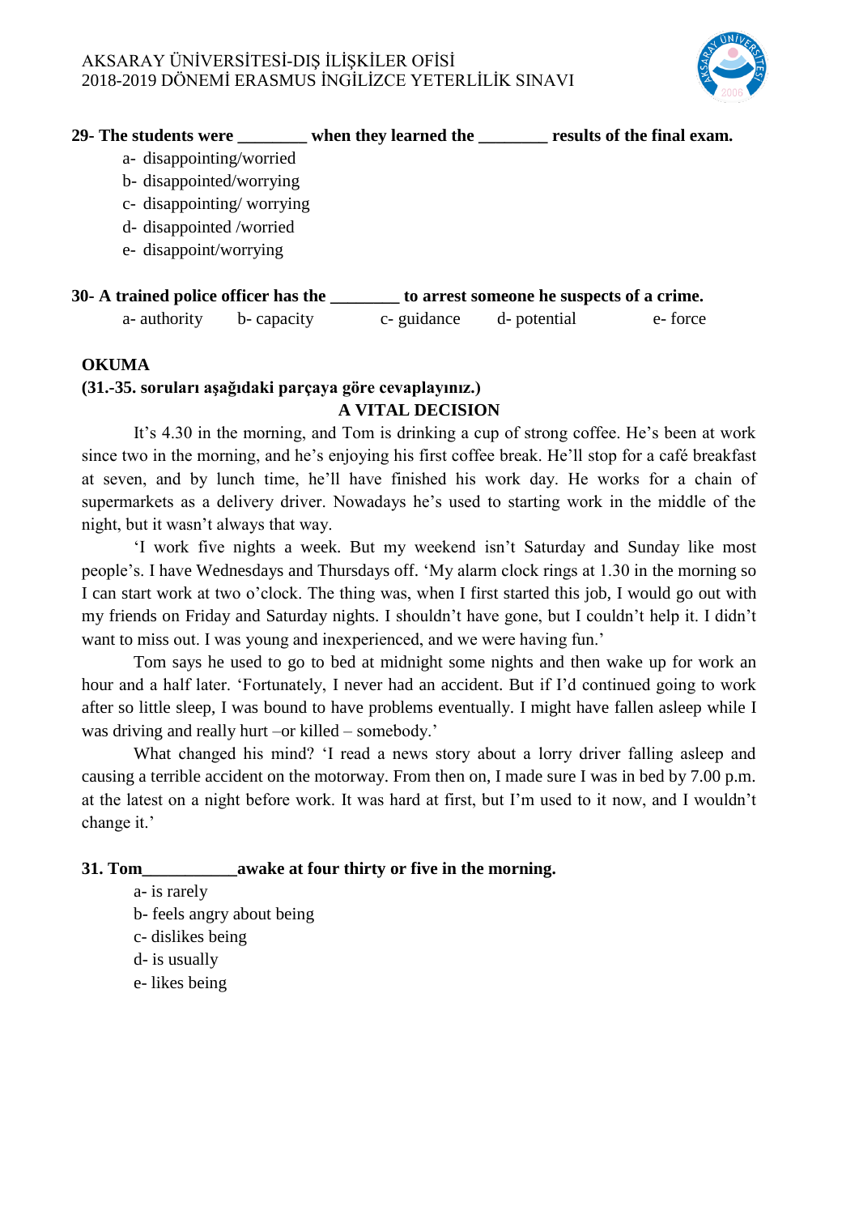**29- The students were ________ when they learned the ________ results of the final exam.**

- a- disappointing/worried
- b- disappointed/worrying
- c- disappointing/ worrying
- d- disappointed /worried
- e- disappoint/worrying

**30- A trained police officer has the ________ to arrest someone he suspects of a crime.**

a- authority b- capacity c- guidance d- potential e- force

**OKUMA**

**(31.-35. soruları aşağıdaki parçaya göre cevaplayınız.)**

**A VITAL DECISION**

It's 4.30 in the morning, and Tom is drinking a cup of strong coffee. He's been at work since two in the morning, and he's enjoying his first coffee break. He'll stop for a café breakfast at seven, and by lunch time, he'll have finished his work day. He works for a chain of supermarkets as a delivery driver. Nowadays he's used to starting work in the middle of the night, but it wasn't always that way.

'I work five nights a week. But my weekend isn't Saturday and Sunday like most people's. I have Wednesdays and Thursdays off. 'My alarm clock rings at 1.30 in the morning so I can start work at two o'clock. The thing was, when I first started this job, I would go out with my friends on Friday and Saturday nights. I shouldn't have gone, but I couldn't help it. I didn't want to miss out. I was young and inexperienced, and we were having fun.'

Tom says he used to go to bed at midnight some nights and then wake up for work an hour and a half later. 'Fortunately, I never had an accident. But if I'd continued going to work after so little sleep, I was bound to have problems eventually. I might have fallen asleep while I was driving and really hurt –or killed – somebody.'

What changed his mind? 'I read a news story about a lorry driver falling asleep and causing a terrible accident on the motorway. From then on, I made sure I was in bed by 7.00 p.m. at the latest on a night before work. It was hard at first, but I'm used to it now, and I wouldn't change it.'

**31. Tom___________awake at four thirty or five in the morning.**

- a- is rarely
- b- feels angry about being
- c- dislikes being
- d- is usually
- e- likes being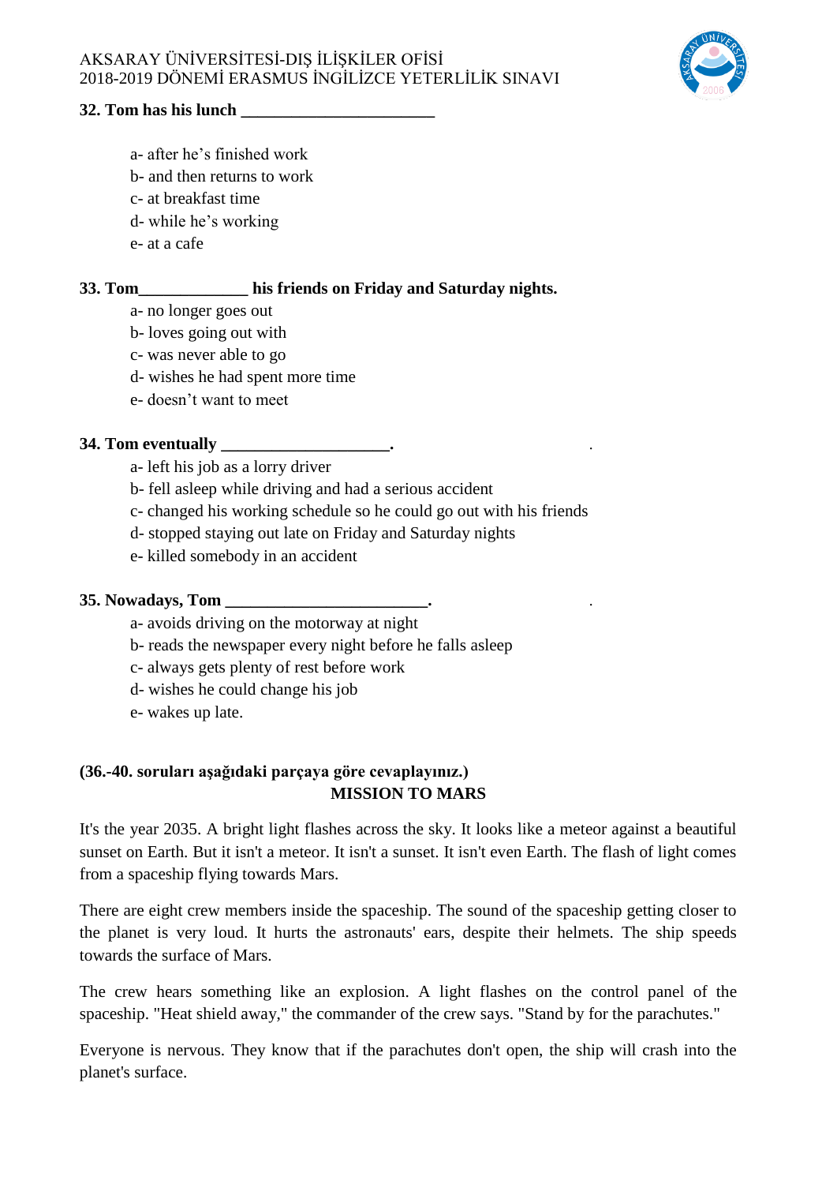**32. Tom has his lunch \_\_\_\_\_\_\_\_\_\_\_\_\_\_\_\_\_\_\_\_\_\_\_\_**

a- after he's finished work
b- and then returns to work
c- at breakfast time
d- while he's working
e- at a cafe

**33. Tom\_\_\_\_\_\_\_\_\_\_\_\_\_\_ his friends on Friday and Saturday nights.**

a- no longer goes out
b- loves going out with
c- was never able to go
d- wishes he had spent more time
e- doesn't want to meet

**34. Tom eventually \_\_\_\_\_\_\_\_\_\_\_\_\_\_\_\_\_\_\_\_.**

a- left his job as a lorry driver
b- fell asleep while driving and had a serious accident
c- changed his working schedule so he could go out with his friends
d- stopped staying out late on Friday and Saturday nights
e- killed somebody in an accident

**35. Nowadays, Tom \_\_\_\_\_\_\_\_\_\_\_\_\_\_\_\_\_\_\_\_\_\_\_\_\_.**

a- avoids driving on the motorway at night
b- reads the newspaper every night before he falls asleep
c- always gets plenty of rest before work
d- wishes he could change his job
e- wakes up late.

**(36.-40. soruları aşağıdaki parçaya göre cevaplayınız.)**

**MISSION TO MARS**

It's the year 2035. A bright light flashes across the sky. It looks like a meteor against a beautiful sunset on Earth. But it isn't a meteor. It isn't a sunset. It isn't even Earth. The flash of light comes from a spaceship flying towards Mars.

There are eight crew members inside the spaceship. The sound of the spaceship getting closer to the planet is very loud. It hurts the astronauts' ears, despite their helmets. The ship speeds towards the surface of Mars.

The crew hears something like an explosion. A light flashes on the control panel of the spaceship. "Heat shield away," the commander of the crew says. "Stand by for the parachutes."

Everyone is nervous. They know that if the parachutes don't open, the ship will crash into the planet's surface.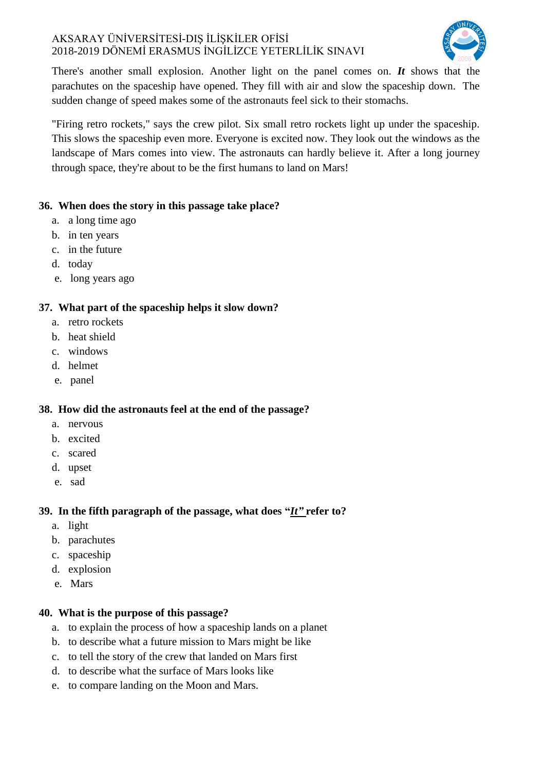There's another small explosion. Another light on the panel comes on. ***It*** shows that the parachutes on the spaceship have opened. They fill with air and slow the spaceship down. The sudden change of speed makes some of the astronauts feel sick to their stomachs.

"Firing retro rockets," says the crew pilot. Six small retro rockets light up under the spaceship. This slows the spaceship even more. Everyone is excited now. They look out the windows as the landscape of Mars comes into view. The astronauts can hardly believe it. After a long journey through space, they're about to be the first humans to land on Mars!

**36. When does the story in this passage take place?**

a. a long time ago
b. in ten years
c. in the future
d. today
e. long years ago

**37. What part of the spaceship helps it slow down?**

a. retro rockets
b. heat shield
c. windows
d. helmet
e. panel

**38. How did the astronauts feel at the end of the passage?**

a. nervous
b. excited
c. scared
d. upset
e. sad

**39. In the fifth paragraph of the passage, what does "*It*" refer to?**

a. light
b. parachutes
c. spaceship
d. explosion
e. Mars

**40. What is the purpose of this passage?**

a. to explain the process of how a spaceship lands on a planet
b. to describe what a future mission to Mars might be like
c. to tell the story of the crew that landed on Mars first
d. to describe what the surface of Mars looks like
e. to compare landing on the Moon and Mars.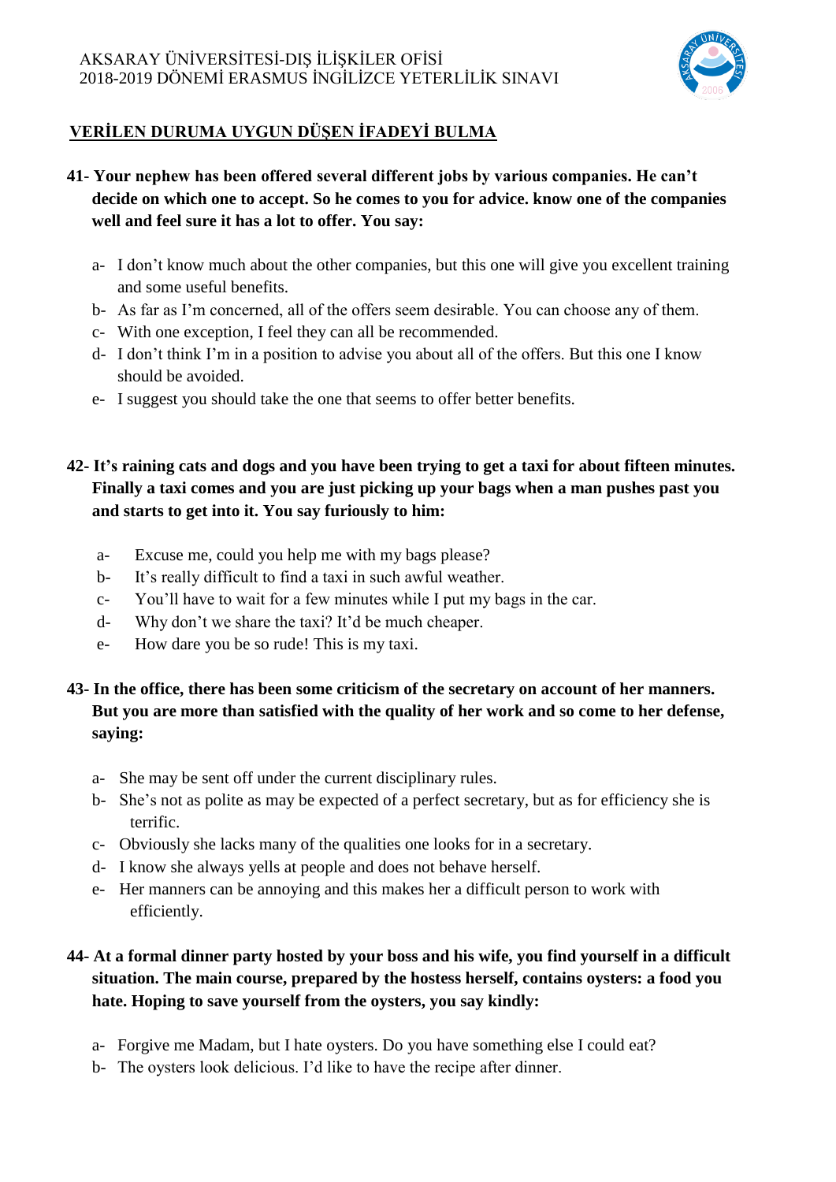## VERİLEN DURUMA UYGUN DÜŞEN İFADEYİ BULMA

**41- Your nephew has been offered several different jobs by various companies. He can't decide on which one to accept. So he comes to you for advice. know one of the companies well and feel sure it has a lot to offer. You say:**

a- I don't know much about the other companies, but this one will give you excellent training and some useful benefits.
b- As far as I'm concerned, all of the offers seem desirable. You can choose any of them.
c- With one exception, I feel they can all be recommended.
d- I don't think I'm in a position to advise you about all of the offers. But this one I know should be avoided.
e- I suggest you should take the one that seems to offer better benefits.

**42- It's raining cats and dogs and you have been trying to get a taxi for about fifteen minutes. Finally a taxi comes and you are just picking up your bags when a man pushes past you and starts to get into it. You say furiously to him:**

a- Excuse me, could you help me with my bags please?
b- It's really difficult to find a taxi in such awful weather.
c- You'll have to wait for a few minutes while I put my bags in the car.
d- Why don't we share the taxi? It'd be much cheaper.
e- How dare you be so rude! This is my taxi.

**43- In the office, there has been some criticism of the secretary on account of her manners. But you are more than satisfied with the quality of her work and so come to her defense, saying:**

a- She may be sent off under the current disciplinary rules.
b- She's not as polite as may be expected of a perfect secretary, but as for efficiency she is terrific.
c- Obviously she lacks many of the qualities one looks for in a secretary.
d- I know she always yells at people and does not behave herself.
e- Her manners can be annoying and this makes her a difficult person to work with efficiently.

**44- At a formal dinner party hosted by your boss and his wife, you find yourself in a difficult situation. The main course, prepared by the hostess herself, contains oysters: a food you hate. Hoping to save yourself from the oysters, you say kindly:**

a- Forgive me Madam, but I hate oysters. Do you have something else I could eat?
b- The oysters look delicious. I'd like to have the recipe after dinner.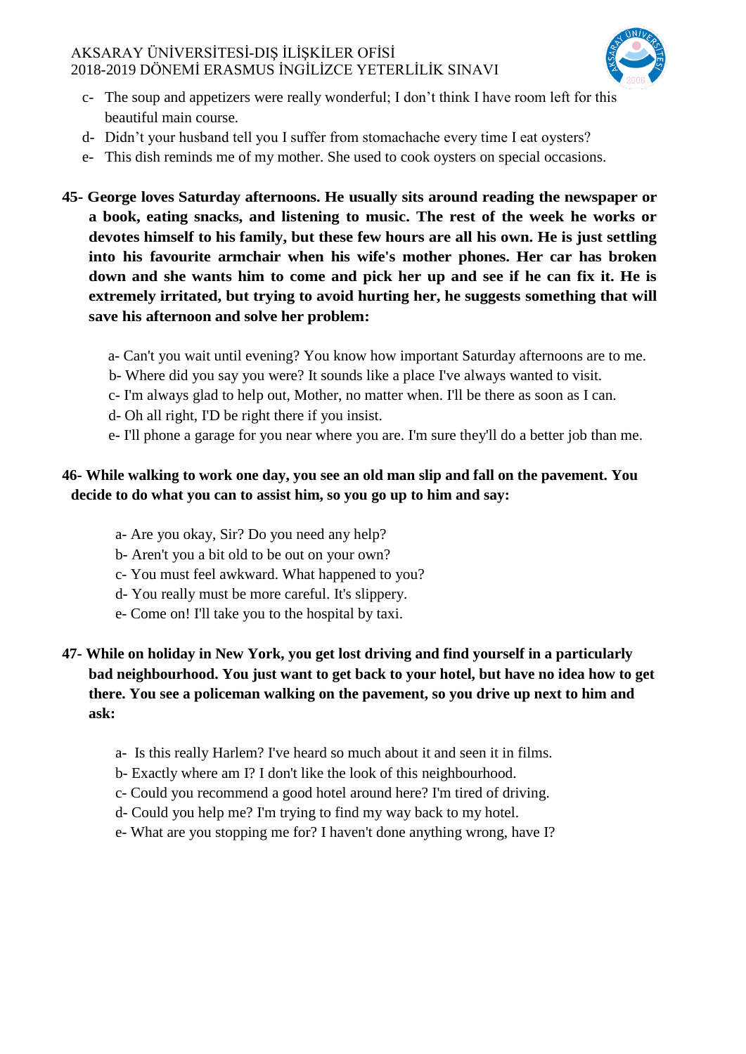c- The soup and appetizers were really wonderful; I don't think I have room left for this beautiful main course.
d- Didn't your husband tell you I suffer from stomachache every time I eat oysters?
e- This dish reminds me of my mother. She used to cook oysters on special occasions.

**45- George loves Saturday afternoons. He usually sits around reading the newspaper or a book, eating snacks, and listening to music. The rest of the week he works or devotes himself to his family, but these few hours are all his own. He is just settling into his favourite armchair when his wife's mother phones. Her car has broken down and she wants him to come and pick her up and see if he can fix it. He is extremely irritated, but trying to avoid hurting her, he suggests something that will save his afternoon and solve her problem:**

a- Can't you wait until evening? You know how important Saturday afternoons are to me.
b- Where did you say you were? It sounds like a place I've always wanted to visit.
c- I'm always glad to help out, Mother, no matter when. I'll be there as soon as I can.
d- Oh all right, I'D be right there if you insist.
e- I'll phone a garage for you near where you are. I'm sure they'll do a better job than me.

**46- While walking to work one day, you see an old man slip and fall on the pavement. You decide to do what you can to assist him, so you go up to him and say:**

a- Are you okay, Sir? Do you need any help?
b- Aren't you a bit old to be out on your own?
c- You must feel awkward. What happened to you?
d- You really must be more careful. It's slippery.
e- Come on! I'll take you to the hospital by taxi.

**47- While on holiday in New York, you get lost driving and find yourself in a particularly bad neighbourhood. You just want to get back to your hotel, but have no idea how to get there. You see a policeman walking on the pavement, so you drive up next to him and ask:**

a- Is this really Harlem? I've heard so much about it and seen it in films.
b- Exactly where am I? I don't like the look of this neighbourhood.
c- Could you recommend a good hotel around here? I'm tired of driving.
d- Could you help me? I'm trying to find my way back to my hotel.
e- What are you stopping me for? I haven't done anything wrong, have I?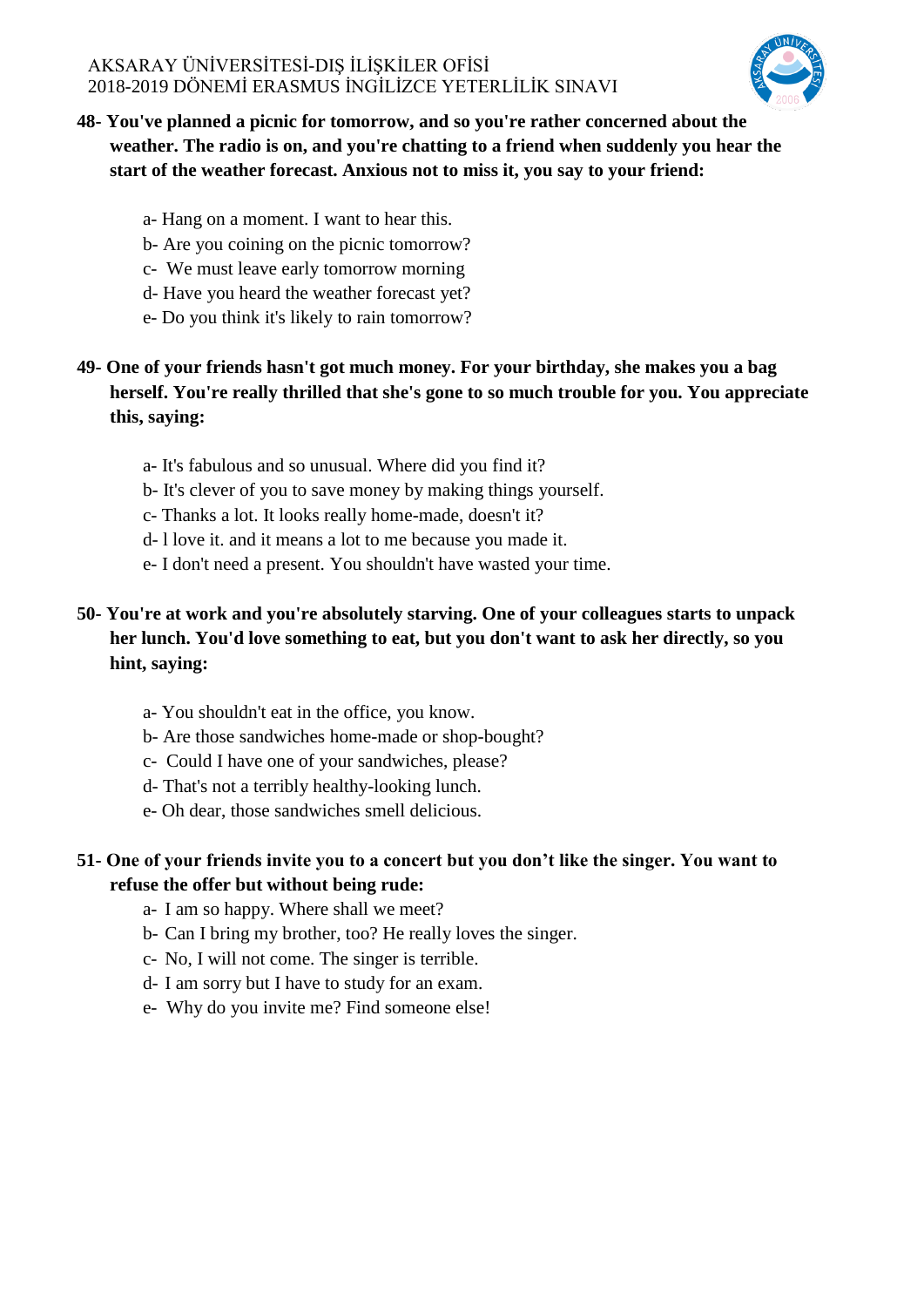**48- You've planned a picnic for tomorrow, and so you're rather concerned about the weather. The radio is on, and you're chatting to a friend when suddenly you hear the start of the weather forecast. Anxious not to miss it, you say to your friend:**

a- Hang on a moment. I want to hear this.
b- Are you coining on the picnic tomorrow?
c- We must leave early tomorrow morning
d- Have you heard the weather forecast yet?
e- Do you think it's likely to rain tomorrow?

**49- One of your friends hasn't got much money. For your birthday, she makes you a bag herself. You're really thrilled that she's gone to so much trouble for you. You appreciate this, saying:**

a- It's fabulous and so unusual. Where did you find it?
b- It's clever of you to save money by making things yourself.
c- Thanks a lot. It looks really home-made, doesn't it?
d- l love it. and it means a lot to me because you made it.
e- I don't need a present. You shouldn't have wasted your time.

**50- You're at work and you're absolutely starving. One of your colleagues starts to unpack her lunch. You'd love something to eat, but you don't want to ask her directly, so you hint, saying:**

a- You shouldn't eat in the office, you know.
b- Are those sandwiches home-made or shop-bought?
c- Could I have one of your sandwiches, please?
d- That's not a terribly healthy-looking lunch.
e- Oh dear, those sandwiches smell delicious.

**51- One of your friends invite you to a concert but you don't like the singer. You want to refuse the offer but without being rude:**

a- I am so happy. Where shall we meet?
b- Can I bring my brother, too? He really loves the singer.
c- No, I will not come. The singer is terrible.
d- I am sorry but I have to study for an exam.
e- Why do you invite me? Find someone else!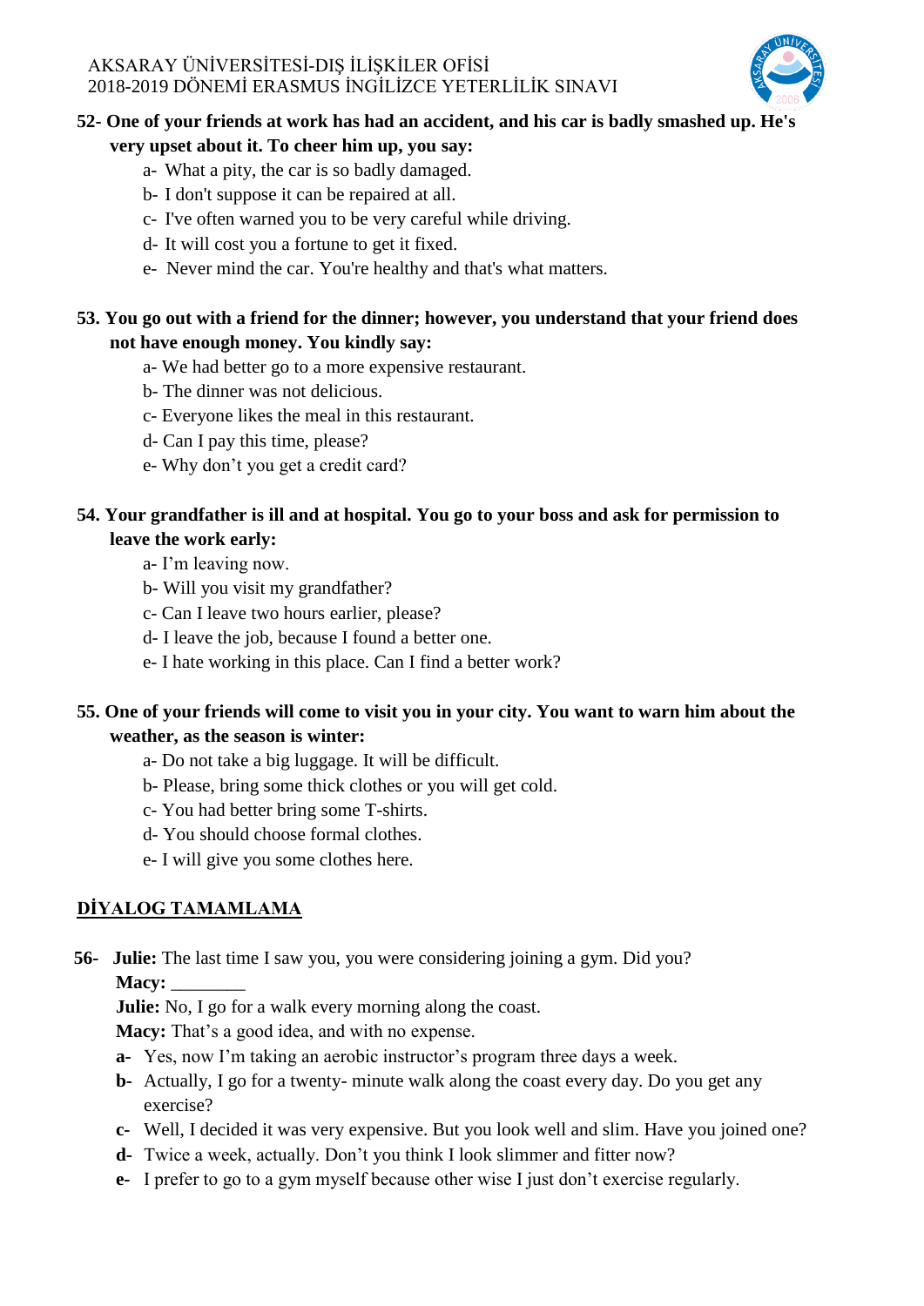**52- One of your friends at work has had an accident, and his car is badly smashed up. He's very upset about it. To cheer him up, you say:**

a- What a pity, the car is so badly damaged.
b- I don't suppose it can be repaired at all.
c- I've often warned you to be very careful while driving.
d- It will cost you a fortune to get it fixed.
e- Never mind the car. You're healthy and that's what matters.

**53. You go out with a friend for the dinner; however, you understand that your friend does not have enough money. You kindly say:**

a- We had better go to a more expensive restaurant.
b- The dinner was not delicious.
c- Everyone likes the meal in this restaurant.
d- Can I pay this time, please?
e- Why don't you get a credit card?

**54. Your grandfather is ill and at hospital. You go to your boss and ask for permission to leave the work early:**

a- I'm leaving now.
b- Will you visit my grandfather?
c- Can I leave two hours earlier, please?
d- I leave the job, because I found a better one.
e- I hate working in this place. Can I find a better work?

**55. One of your friends will come to visit you in your city. You want to warn him about the weather, as the season is winter:**

a- Do not take a big luggage. It will be difficult.
b- Please, bring some thick clothes or you will get cold.
c- You had better bring some T-shirts.
d- You should choose formal clothes.
e- I will give you some clothes here.

## DİYALOG TAMAMLAMA

**56-** **Julie:** The last time I saw you, you were considering joining a gym. Did you?
**Macy:** ________
**Julie:** No, I go for a walk every morning along the coast.
**Macy:** That's a good idea, and with no expense.

**a-** Yes, now I'm taking an aerobic instructor's program three days a week.
**b-** Actually, I go for a twenty- minute walk along the coast every day. Do you get any exercise?
**c-** Well, I decided it was very expensive. But you look well and slim. Have you joined one?
**d-** Twice a week, actually. Don't you think I look slimmer and fitter now?
**e-** I prefer to go to a gym myself because other wise I just don't exercise regularly.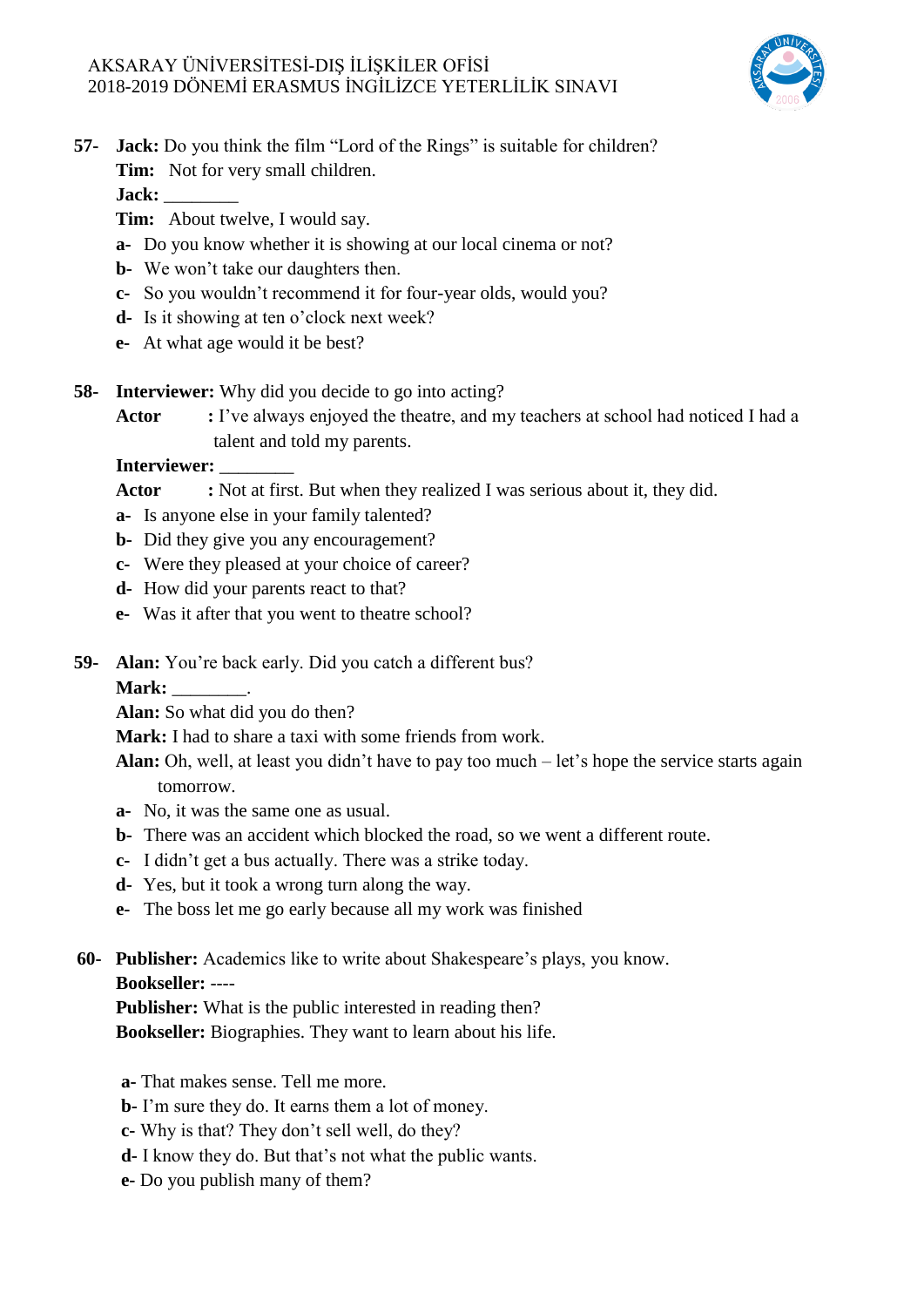**57-** **Jack:** Do you think the film "Lord of the Rings" is suitable for children?
**Tim:** Not for very small children.
**Jack:** ________
**Tim:** About twelve, I would say.

**a-** Do you know whether it is showing at our local cinema or not?
**b-** We won't take our daughters then.
**c-** So you wouldn't recommend it for four-year olds, would you?
**d-** Is it showing at ten o'clock next week?
**e-** At what age would it be best?

**58-** **Interviewer:** Why did you decide to go into acting?
**Actor** : I've always enjoyed the theatre, and my teachers at school had noticed I had a talent and told my parents.
**Interviewer:** ________
**Actor** : Not at first. But when they realized I was serious about it, they did.

**a-** Is anyone else in your family talented?
**b-** Did they give you any encouragement?
**c-** Were they pleased at your choice of career?
**d-** How did your parents react to that?
**e-** Was it after that you went to theatre school?

**59-** **Alan:** You're back early. Did you catch a different bus?
**Mark:** ________.
**Alan:** So what did you do then?
**Mark:** I had to share a taxi with some friends from work.
**Alan:** Oh, well, at least you didn't have to pay too much – let's hope the service starts again tomorrow.

**a-** No, it was the same one as usual.
**b-** There was an accident which blocked the road, so we went a different route.
**c-** I didn't get a bus actually. There was a strike today.
**d-** Yes, but it took a wrong turn along the way.
**e-** The boss let me go early because all my work was finished

**60-** **Publisher:** Academics like to write about Shakespeare's plays, you know.
**Bookseller:** ----
**Publisher:** What is the public interested in reading then?
**Bookseller:** Biographies. They want to learn about his life.

**a-** That makes sense. Tell me more.
**b-** I'm sure they do. It earns them a lot of money.
**c-** Why is that? They don't sell well, do they?
**d-** I know they do. But that's not what the public wants.
**e-** Do you publish many of them?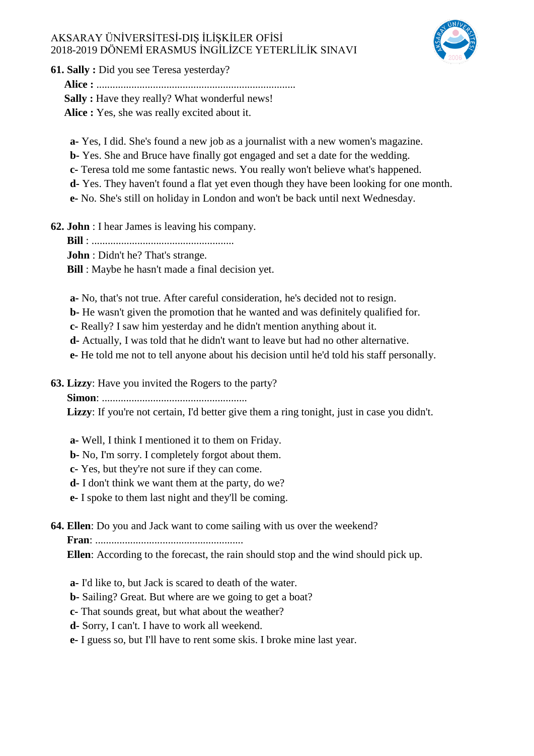**61. Sally :** Did you see Teresa yesterday?

**Alice :** ..........................................................................

**Sally :** Have they really? What wonderful news!

**Alice :** Yes, she was really excited about it.

**a-** Yes, I did. She's found a new job as a journalist with a new women's magazine.
**b-** Yes. She and Bruce have finally got engaged and set a date for the wedding.
**c-** Teresa told me some fantastic news. You really won't believe what's happened.
**d-** Yes. They haven't found a flat yet even though they have been looking for one month.
**e-** No. She's still on holiday in London and won't be back until next Wednesday.

**62. John** : I hear James is leaving his company.

**Bill** : .....................................................

**John** : Didn't he? That's strange.

**Bill** : Maybe he hasn't made a final decision yet.

**a-** No, that's not true. After careful consideration, he's decided not to resign.
**b-** He wasn't given the promotion that he wanted and was definitely qualified for.
**c-** Really? I saw him yesterday and he didn't mention anything about it.
**d-** Actually, I was told that he didn't want to leave but had no other alternative.
**e-** He told me not to tell anyone about his decision until he'd told his staff personally.

**63. Lizzy**: Have you invited the Rogers to the party?

**Simon**: ......................................................

**Lizzy**: If you're not certain, I'd better give them a ring tonight, just in case you didn't.

**a-** Well, I think I mentioned it to them on Friday.
**b-** No, I'm sorry. I completely forgot about them.
**c-** Yes, but they're not sure if they can come.
**d-** I don't think we want them at the party, do we?
**e-** I spoke to them last night and they'll be coming.

**64. Ellen**: Do you and Jack want to come sailing with us over the weekend?

**Fran**: .......................................................

**Ellen**: According to the forecast, the rain should stop and the wind should pick up.

**a-** I'd like to, but Jack is scared to death of the water.
**b-** Sailing? Great. But where are we going to get a boat?
**c-** That sounds great, but what about the weather?
**d-** Sorry, I can't. I have to work all weekend.
**e-** I guess so, but I'll have to rent some skis. I broke mine last year.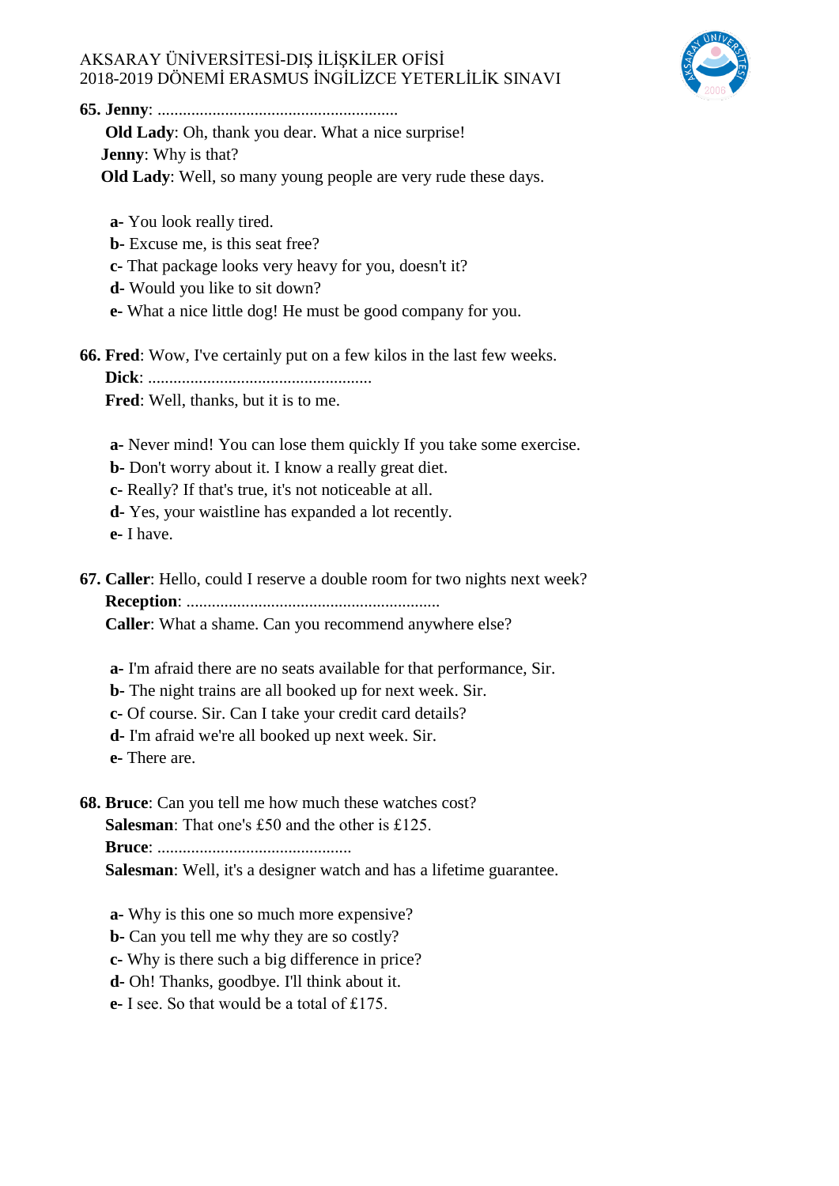**65. Jenny**: .........................................................

**Old Lady**: Oh, thank you dear. What a nice surprise!

**Jenny**: Why is that?

**Old Lady**: Well, so many young people are very rude these days.

**a-** You look really tired.
**b-** Excuse me, is this seat free?
**c-** That package looks very heavy for you, doesn't it?
**d-** Would you like to sit down?
**e-** What a nice little dog! He must be good company for you.

**66. Fred**: Wow, I've certainly put on a few kilos in the last few weeks.

**Dick**: .....................................................

**Fred**: Well, thanks, but it is to me.

**a-** Never mind! You can lose them quickly If you take some exercise.
**b-** Don't worry about it. I know a really great diet.
**c-** Really? If that's true, it's not noticeable at all.
**d-** Yes, your waistline has expanded a lot recently.
**e-** I have.

**67. Caller**: Hello, could I reserve a double room for two nights next week?

**Reception**: ............................................................

**Caller**: What a shame. Can you recommend anywhere else?

**a-** I'm afraid there are no seats available for that performance, Sir.
**b-** The night trains are all booked up for next week. Sir.
**c-** Of course. Sir. Can I take your credit card details?
**d-** I'm afraid we're all booked up next week. Sir.
**e-** There are.

**68. Bruce**: Can you tell me how much these watches cost?

**Salesman**: That one's £50 and the other is £125.

**Bruce**: ..............................................

**Salesman**: Well, it's a designer watch and has a lifetime guarantee.

**a-** Why is this one so much more expensive?
**b-** Can you tell me why they are so costly?
**c-** Why is there such a big difference in price?
**d-** Oh! Thanks, goodbye. I'll think about it.
**e-** I see. So that would be a total of £175.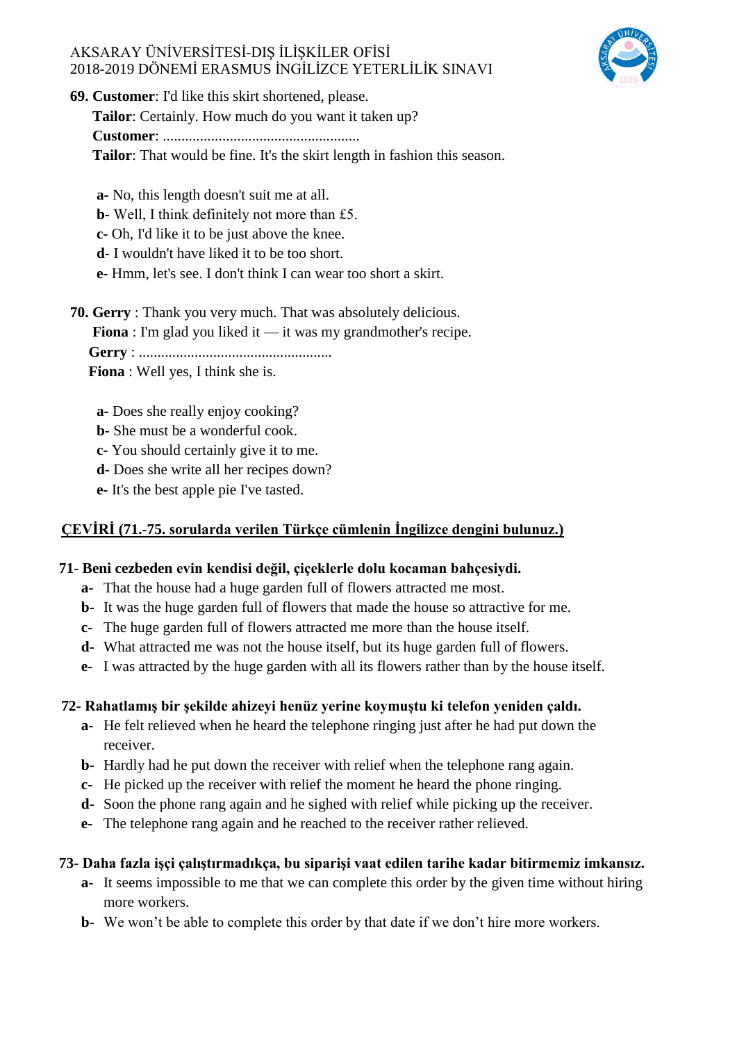**69. Customer**: I'd like this skirt shortened, please.

**Tailor**: Certainly. How much do you want it taken up?

**Customer**: ....................................................

**Tailor**: That would be fine. It's the skirt length in fashion this season.

**a-** No, this length doesn't suit me at all.
**b-** Well, I think definitely not more than £5.
**c-** Oh, I'd like it to be just above the knee.
**d-** I wouldn't have liked it to be too short.
**e-** Hmm, let's see. I don't think I can wear too short a skirt.

**70. Gerry** : Thank you very much. That was absolutely delicious.

**Fiona** : I'm glad you liked it — it was my grandmother's recipe.

**Gerry** : ...................................................

**Fiona** : Well yes, I think she is.

**a-** Does she really enjoy cooking?
**b-** She must be a wonderful cook.
**c-** You should certainly give it to me.
**d-** Does she write all her recipes down?
**e-** It's the best apple pie I've tasted.

## ÇEVİRİ (71.-75. sorularda verilen Türkçe cümlenin İngilizce dengini bulunuz.)

**71- Beni cezbeden evin kendisi değil, çiçeklerle dolu kocaman bahçesiydi.**

**a-** That the house had a huge garden full of flowers attracted me most.
**b-** It was the huge garden full of flowers that made the house so attractive for me.
**c-** The huge garden full of flowers attracted me more than the house itself.
**d-** What attracted me was not the house itself, but its huge garden full of flowers.
**e-** I was attracted by the huge garden with all its flowers rather than by the house itself.

**72- Rahatlamış bir şekilde ahizeyi henüz yerine koymuştu ki telefon yeniden çaldı.**

**a-** He felt relieved when he heard the telephone ringing just after he had put down the receiver.
**b-** Hardly had he put down the receiver with relief when the telephone rang again.
**c-** He picked up the receiver with relief the moment he heard the phone ringing.
**d-** Soon the phone rang again and he sighed with relief while picking up the receiver.
**e-** The telephone rang again and he reached to the receiver rather relieved.

**73- Daha fazla işçi çalıştırmadıkça, bu siparişi vaat edilen tarihe kadar bitirmemiz imkansız.**

**a-** It seems impossible to me that we can complete this order by the given time without hiring more workers.
**b-** We won't be able to complete this order by that date if we don't hire more workers.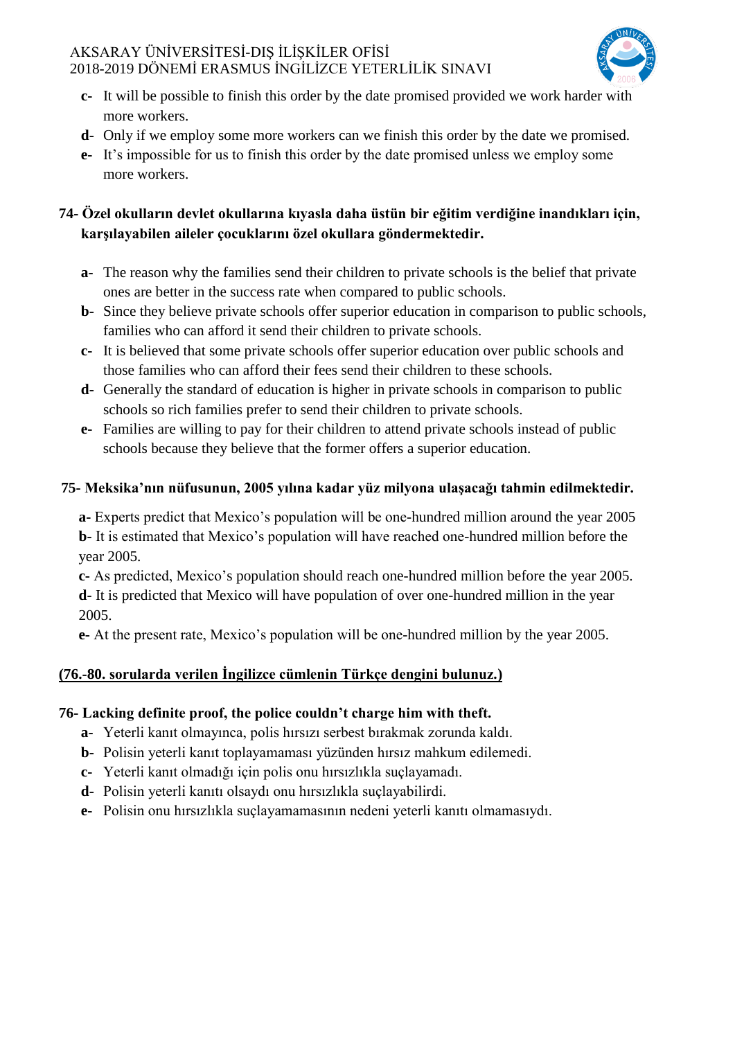- **c-** It will be possible to finish this order by the date promised provided we work harder with more workers.
- **d-** Only if we employ some more workers can we finish this order by the date we promised.
- **e-** It's impossible for us to finish this order by the date promised unless we employ some more workers.

**74- Özel okulların devlet okullarına kıyasla daha üstün bir eğitim verdiğine inandıkları için, karşılayabilen aileler çocuklarını özel okullara göndermektedir.**

- **a-** The reason why the families send their children to private schools is the belief that private ones are better in the success rate when compared to public schools.
- **b-** Since they believe private schools offer superior education in comparison to public schools, families who can afford it send their children to private schools.
- **c-** It is believed that some private schools offer superior education over public schools and those families who can afford their fees send their children to these schools.
- **d-** Generally the standard of education is higher in private schools in comparison to public schools so rich families prefer to send their children to private schools.
- **e-** Families are willing to pay for their children to attend private schools instead of public schools because they believe that the former offers a superior education.

**75- Meksika'nın nüfusunun, 2005 yılına kadar yüz milyona ulaşacağı tahmin edilmektedir.**

**a-** Experts predict that Mexico's population will be one-hundred million around the year 2005
**b-** It is estimated that Mexico's population will have reached one-hundred million before the year 2005.
**c-** As predicted, Mexico's population should reach one-hundred million before the year 2005.
**d-** It is predicted that Mexico will have population of over one-hundred million in the year 2005.
**e-** At the present rate, Mexico's population will be one-hundred million by the year 2005.

**(76.-80. sorularda verilen İngilizce cümlenin Türkçe dengini bulunuz.)**

**76- Lacking definite proof, the police couldn't charge him with theft.**

- **a-** Yeterli kanıt olmayınca, polis hırsızı serbest bırakmak zorunda kaldı.
- **b-** Polisin yeterli kanıt toplayamaması yüzünden hırsız mahkum edilemedi.
- **c-** Yeterli kanıt olmadığı için polis onu hırsızlıkla suçlayamadı.
- **d-** Polisin yeterli kanıtı olsaydı onu hırsızlıkla suçlayabilirdi.
- **e-** Polisin onu hırsızlıkla suçlayamamasının nedeni yeterli kanıtı olmamasıydı.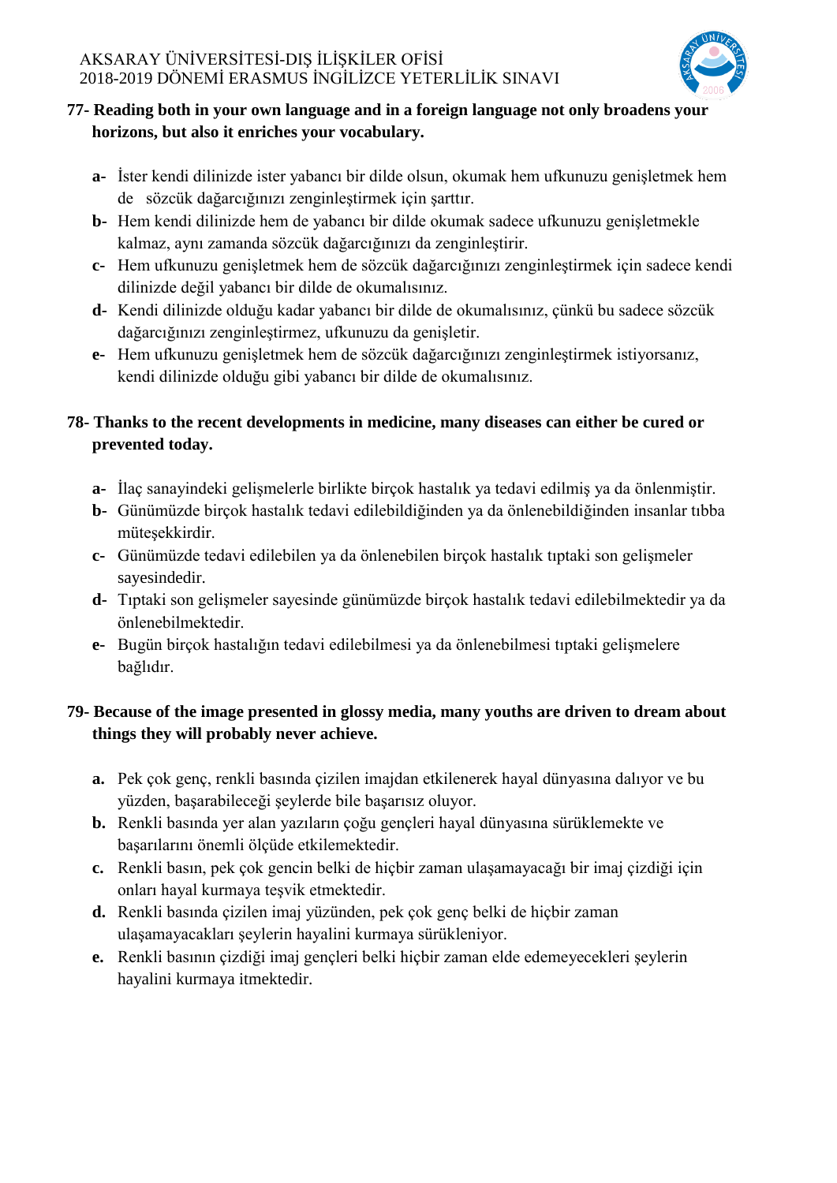**77- Reading both in your own language and in a foreign language not only broadens your horizons, but also it enriches your vocabulary.**

- **a-** İster kendi dilinizde ister yabancı bir dilde olsun, okumak hem ufkunuzu genişletmek hem de sözcük dağarcığınızı zenginleştirmek için şarttır.
- **b-** Hem kendi dilinizde hem de yabancı bir dilde okumak sadece ufkunuzu genişletmekle kalmaz, aynı zamanda sözcük dağarcığınızı da zenginleştirir.
- **c-** Hem ufkunuzu genişletmek hem de sözcük dağarcığınızı zenginleştirmek için sadece kendi dilinizde değil yabancı bir dilde de okumalısınız.
- **d-** Kendi dilinizde olduğu kadar yabancı bir dilde de okumalısınız, çünkü bu sadece sözcük dağarcığınızı zenginleştirmez, ufkunuzu da genişletir.
- **e-** Hem ufkunuzu genişletmek hem de sözcük dağarcığınızı zenginleştirmek istiyorsanız, kendi dilinizde olduğu gibi yabancı bir dilde de okumalısınız.

**78- Thanks to the recent developments in medicine, many diseases can either be cured or prevented today.**

- **a-** İlaç sanayindeki gelişmelerle birlikte birçok hastalık ya tedavi edilmiş ya da önlenmiştir.
- **b-** Günümüzde birçok hastalık tedavi edilebildiğinden ya da önlenebildiğinden insanlar tıbba müteşekkirdir.
- **c-** Günümüzde tedavi edilebilen ya da önlenebilen birçok hastalık tıptaki son gelişmeler sayesindedir.
- **d-** Tıptaki son gelişmeler sayesinde günümüzde birçok hastalık tedavi edilebilmektedir ya da önlenebilmektedir.
- **e-** Bugün birçok hastalığın tedavi edilebilmesi ya da önlenebilmesi tıptaki gelişmelere bağlıdır.

**79- Because of the image presented in glossy media, many youths are driven to dream about things they will probably never achieve.**

- **a.** Pek çok genç, renkli basında çizilen imajdan etkilenerek hayal dünyasına dalıyor ve bu yüzden, başarabileceği şeylerde bile başarısız oluyor.
- **b.** Renkli basında yer alan yazıların çoğu gençleri hayal dünyasına sürüklemekte ve başarılarını önemli ölçüde etkilemektedir.
- **c.** Renkli basın, pek çok gencin belki de hiçbir zaman ulaşamayacağı bir imaj çizdiği için onları hayal kurmaya teşvik etmektedir.
- **d.** Renkli basında çizilen imaj yüzünden, pek çok genç belki de hiçbir zaman ulaşamayacakları şeylerin hayalini kurmaya sürükleniyor.
- **e.** Renkli basının çizdiği imaj gençleri belki hiçbir zaman elde edemeyecekleri şeylerin hayalini kurmaya itmektedir.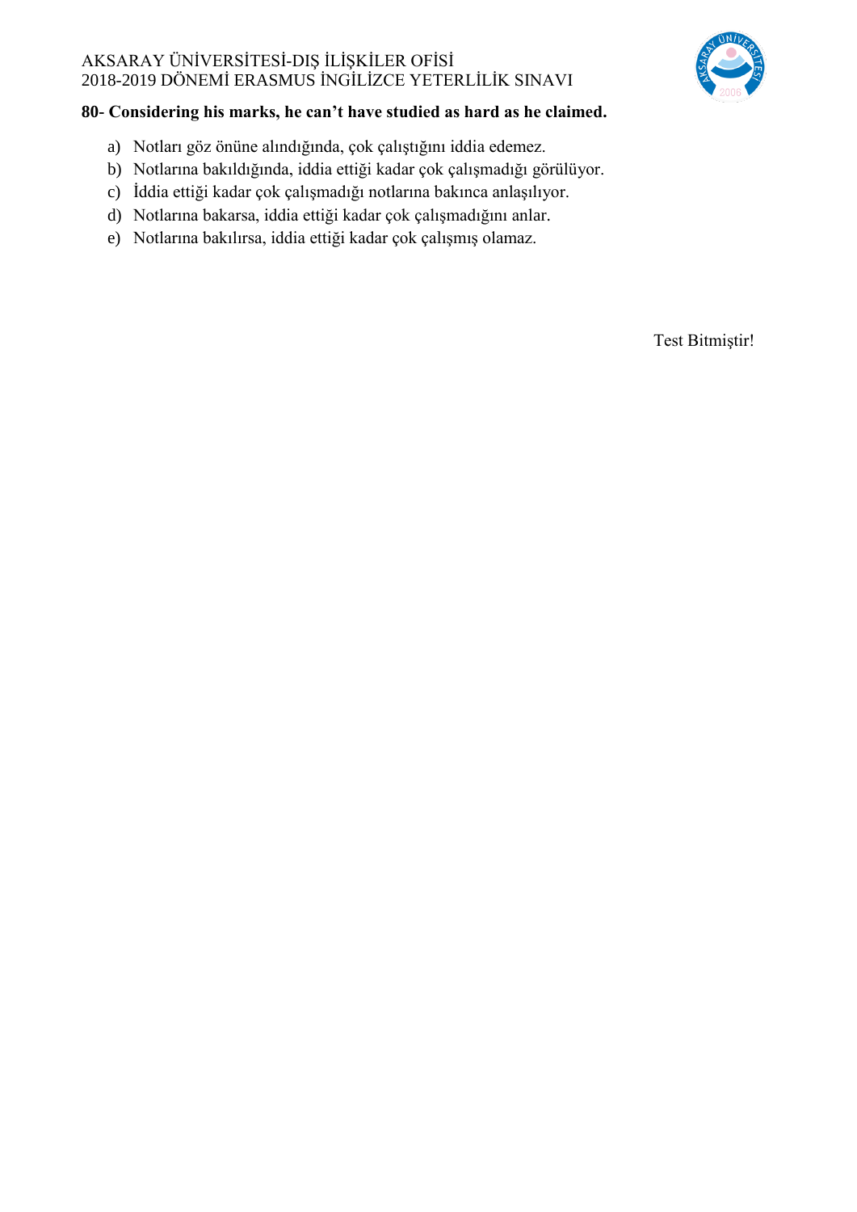**80- Considering his marks, he can't have studied as hard as he claimed.**

a) Notları göz önüne alındığında, çok çalıştığını iddia edemez.
b) Notlarına bakıldığında, iddia ettiği kadar çok çalışmadığı görülüyor.
c) İddia ettiği kadar çok çalışmadığı notlarına bakınca anlaşılıyor.
d) Notlarına bakarsa, iddia ettiği kadar çok çalışmadığını anlar.
e) Notlarına bakılırsa, iddia ettiği kadar çok çalışmış olamaz.

Test Bitmiştir!